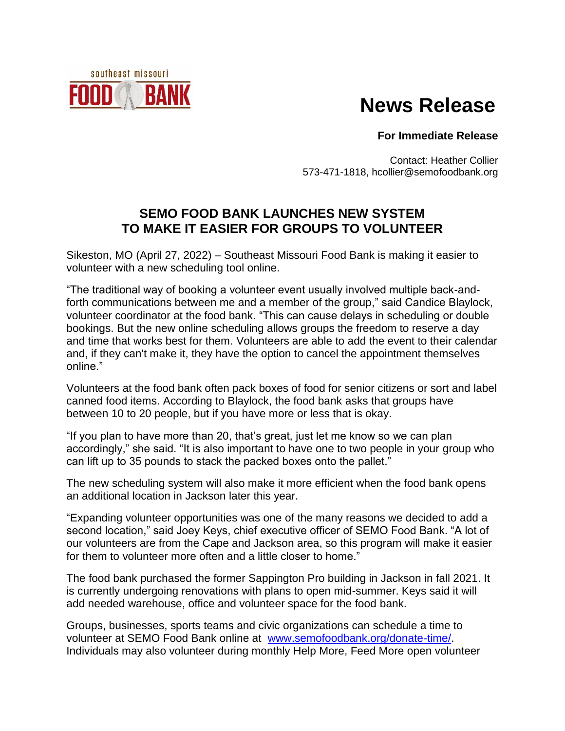southeast missouri FOOD BANK

# News Release

**For Immediate Release**

Contact: Heather Collier
573-471-1818, hcollier@semofoodbank.org

## SEMO FOOD BANK LAUNCHES NEW SYSTEM TO MAKE IT EASIER FOR GROUPS TO VOLUNTEER

Sikeston, MO (April 27, 2022) – Southeast Missouri Food Bank is making it easier to volunteer with a new scheduling tool online.

"The traditional way of booking a volunteer event usually involved multiple back-and-forth communications between me and a member of the group," said Candice Blaylock, volunteer coordinator at the food bank. "This can cause delays in scheduling or double bookings. But the new online scheduling allows groups the freedom to reserve a day and time that works best for them. Volunteers are able to add the event to their calendar and, if they can't make it, they have the option to cancel the appointment themselves online."

Volunteers at the food bank often pack boxes of food for senior citizens or sort and label canned food items. According to Blaylock, the food bank asks that groups have between 10 to 20 people, but if you have more or less that is okay.

"If you plan to have more than 20, that's great, just let me know so we can plan accordingly," she said. "It is also important to have one to two people in your group who can lift up to 35 pounds to stack the packed boxes onto the pallet."

The new scheduling system will also make it more efficient when the food bank opens an additional location in Jackson later this year.

"Expanding volunteer opportunities was one of the many reasons we decided to add a second location," said Joey Keys, chief executive officer of SEMO Food Bank. "A lot of our volunteers are from the Cape and Jackson area, so this program will make it easier for them to volunteer more often and a little closer to home."

The food bank purchased the former Sappington Pro building in Jackson in fall 2021. It is currently undergoing renovations with plans to open mid-summer. Keys said it will add needed warehouse, office and volunteer space for the food bank.

Groups, businesses, sports teams and civic organizations can schedule a time to volunteer at SEMO Food Bank online at [www.semofoodbank.org/donate-time/](http://www.semofoodbank.org/donate-time/). Individuals may also volunteer during monthly Help More, Feed More open volunteer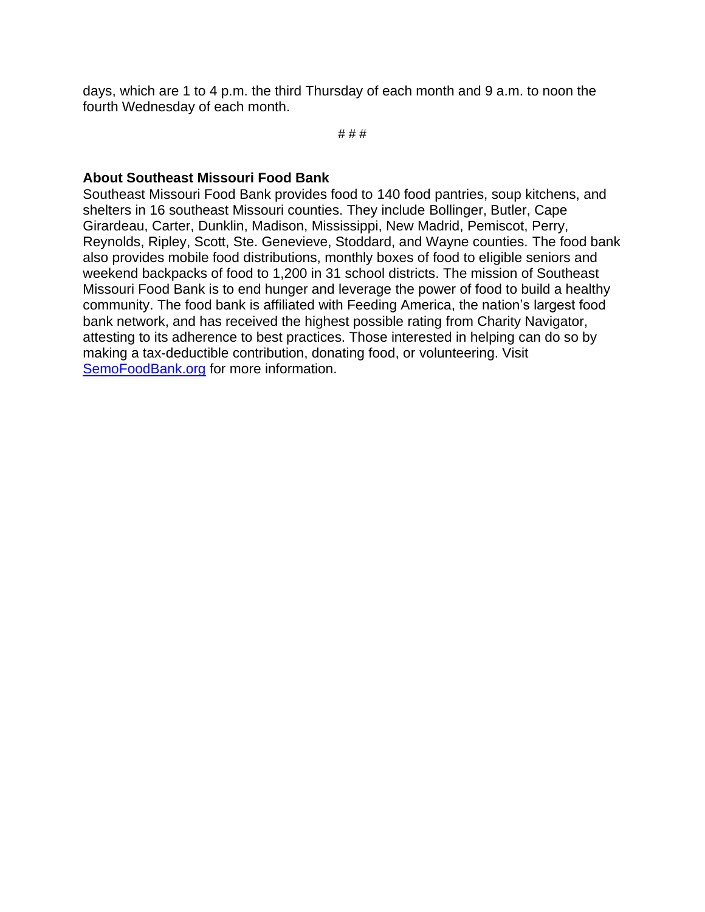days, which are 1 to 4 p.m. the third Thursday of each month and 9 a.m. to noon the fourth Wednesday of each month.

# # #

**About Southeast Missouri Food Bank**

Southeast Missouri Food Bank provides food to 140 food pantries, soup kitchens, and shelters in 16 southeast Missouri counties. They include Bollinger, Butler, Cape Girardeau, Carter, Dunklin, Madison, Mississippi, New Madrid, Pemiscot, Perry, Reynolds, Ripley, Scott, Ste. Genevieve, Stoddard, and Wayne counties. The food bank also provides mobile food distributions, monthly boxes of food to eligible seniors and weekend backpacks of food to 1,200 in 31 school districts. The mission of Southeast Missouri Food Bank is to end hunger and leverage the power of food to build a healthy community. The food bank is affiliated with Feeding America, the nation's largest food bank network, and has received the highest possible rating from Charity Navigator, attesting to its adherence to best practices. Those interested in helping can do so by making a tax-deductible contribution, donating food, or volunteering. Visit SemoFoodBank.org for more information.